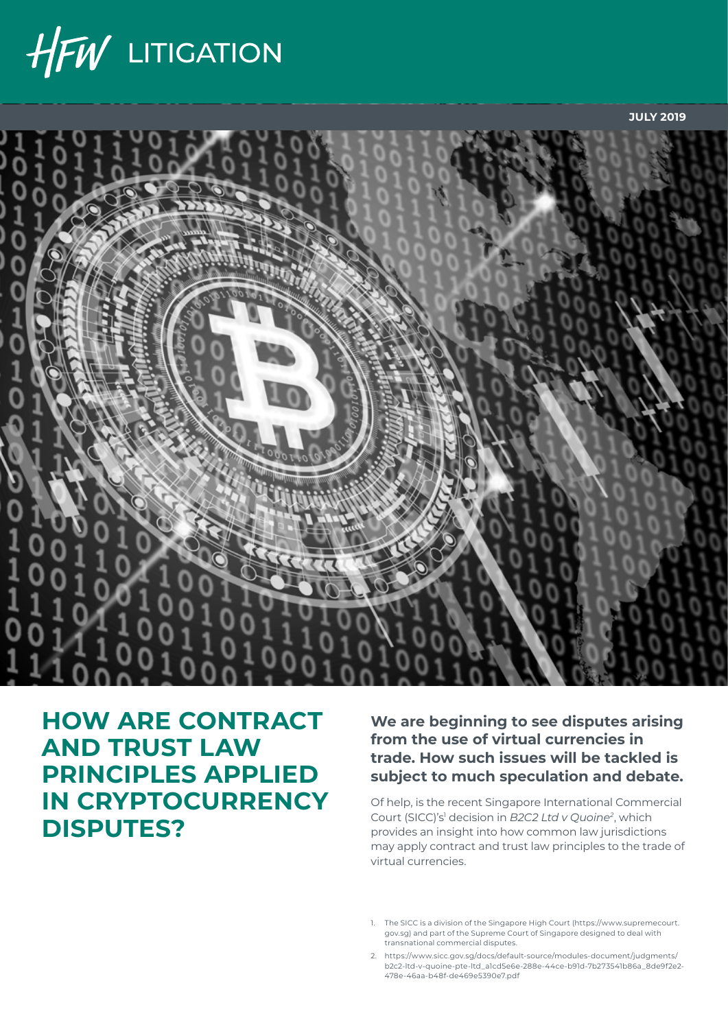HFW LITIGATION

JULY 2019

# HOW ARE CONTRACT AND TRUST LAW PRINCIPLES APPLIED IN CRYPTOCURRENCY DISPUTES?

**We are beginning to see disputes arising from the use of virtual currencies in trade. How such issues will be tackled is subject to much speculation and debate.**

Of help, is the recent Singapore International Commercial Court (SICC)'s[1] decision in *B2C2 Ltd v Quoine*[2], which provides an insight into how common law jurisdictions may apply contract and trust law principles to the trade of virtual currencies.

1. The SICC is a division of the Singapore High Court (https://www.supremecourt.gov.sg) and part of the Supreme Court of Singapore designed to deal with transnational commercial disputes.
2. https://www.sicc.gov.sg/docs/default-source/modules-document/judgments/b2c2-ltd-v-quoine-pte-ltd_a1cd5e6e-288e-44ce-b91d-7b273541b86a_8de9f2e2-478e-46aa-b48f-de469e5390e7.pdf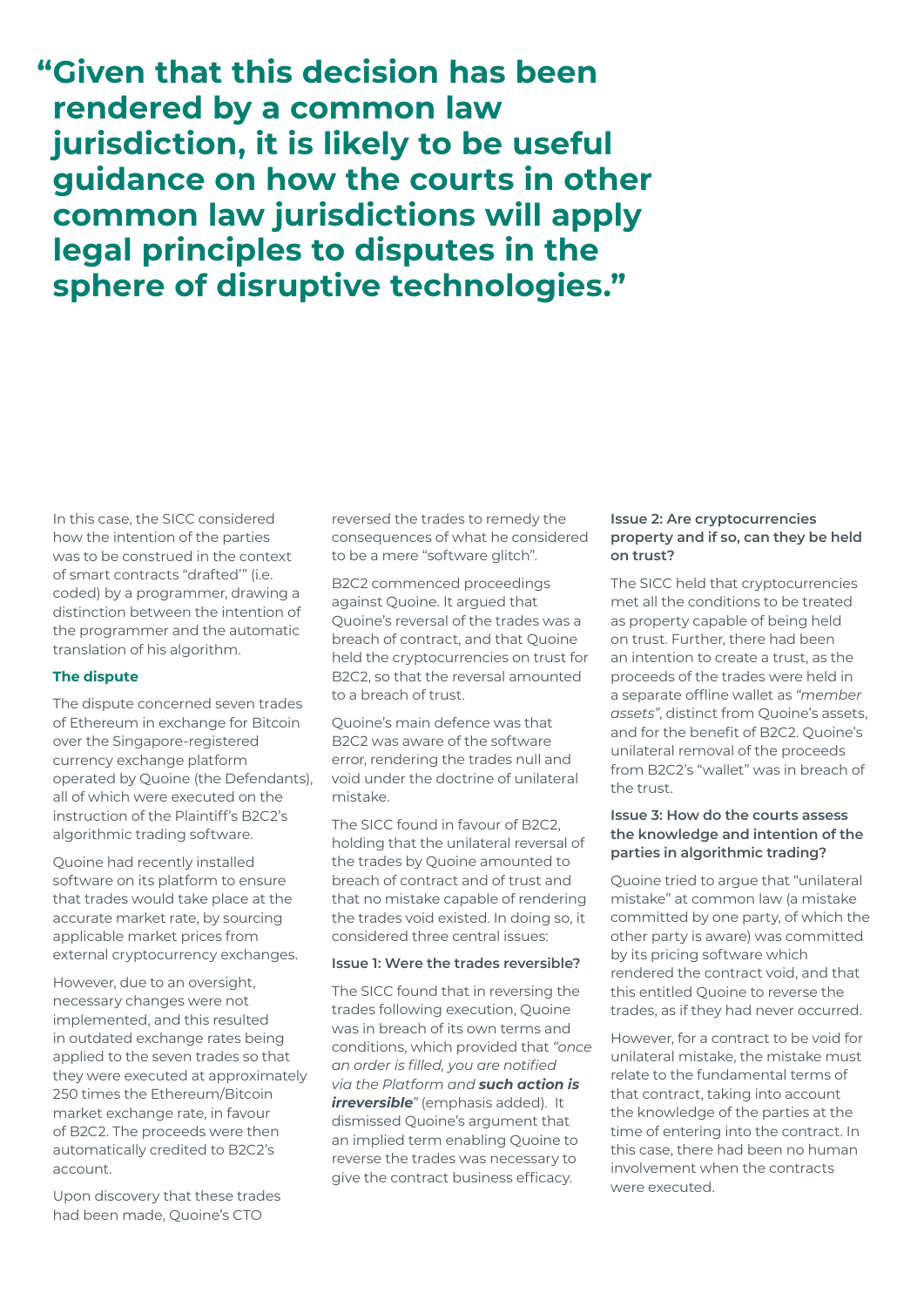> **"Given that this decision has been rendered by a common law jurisdiction, it is likely to be useful guidance on how the courts in other common law jurisdictions will apply legal principles to disputes in the sphere of disruptive technologies."**

In this case, the SICC considered how the intention of the parties was to be construed in the context of smart contracts "drafted'" (i.e. coded) by a programmer, drawing a distinction between the intention of the programmer and the automatic translation of his algorithm.

### The dispute

The dispute concerned seven trades of Ethereum in exchange for Bitcoin over the Singapore-registered currency exchange platform operated by Quoine (the Defendants), all of which were executed on the instruction of the Plaintiff's B2C2's algorithmic trading software.

Quoine had recently installed software on its platform to ensure that trades would take place at the accurate market rate, by sourcing applicable market prices from external cryptocurrency exchanges.

However, due to an oversight, necessary changes were not implemented, and this resulted in outdated exchange rates being applied to the seven trades so that they were executed at approximately 250 times the Ethereum/Bitcoin market exchange rate, in favour of B2C2. The proceeds were then automatically credited to B2C2's account.

Upon discovery that these trades had been made, Quoine's CTO reversed the trades to remedy the consequences of what he considered to be a mere "software glitch".

B2C2 commenced proceedings against Quoine. It argued that Quoine's reversal of the trades was a breach of contract, and that Quoine held the cryptocurrencies on trust for B2C2, so that the reversal amounted to a breach of trust.

Quoine's main defence was that B2C2 was aware of the software error, rendering the trades null and void under the doctrine of unilateral mistake.

The SICC found in favour of B2C2, holding that the unilateral reversal of the trades by Quoine amounted to breach of contract and of trust and that no mistake capable of rendering the trades void existed. In doing so, it considered three central issues:

#### Issue 1: Were the trades reversible?

The SICC found that in reversing the trades following execution, Quoine was in breach of its own terms and conditions, which provided that *"once an order is filled, you are notified via the Platform and **such action is irreversible**"* (emphasis added). It dismissed Quoine's argument that an implied term enabling Quoine to reverse the trades was necessary to give the contract business efficacy.

#### Issue 2: Are cryptocurrencies property and if so, can they be held on trust?

The SICC held that cryptocurrencies met all the conditions to be treated as property capable of being held on trust. Further, there had been an intention to create a trust, as the proceeds of the trades were held in a separate offline wallet as *"member assets"*, distinct from Quoine's assets, and for the benefit of B2C2. Quoine's unilateral removal of the proceeds from B2C2's "wallet" was in breach of the trust.

#### Issue 3: How do the courts assess the knowledge and intention of the parties in algorithmic trading?

Quoine tried to argue that "unilateral mistake" at common law (a mistake committed by one party, of which the other party is aware) was committed by its pricing software which rendered the contract void, and that this entitled Quoine to reverse the trades, as if they had never occurred.

However, for a contract to be void for unilateral mistake, the mistake must relate to the fundamental terms of that contract, taking into account the knowledge of the parties at the time of entering into the contract. In this case, there had been no human involvement when the contracts were executed.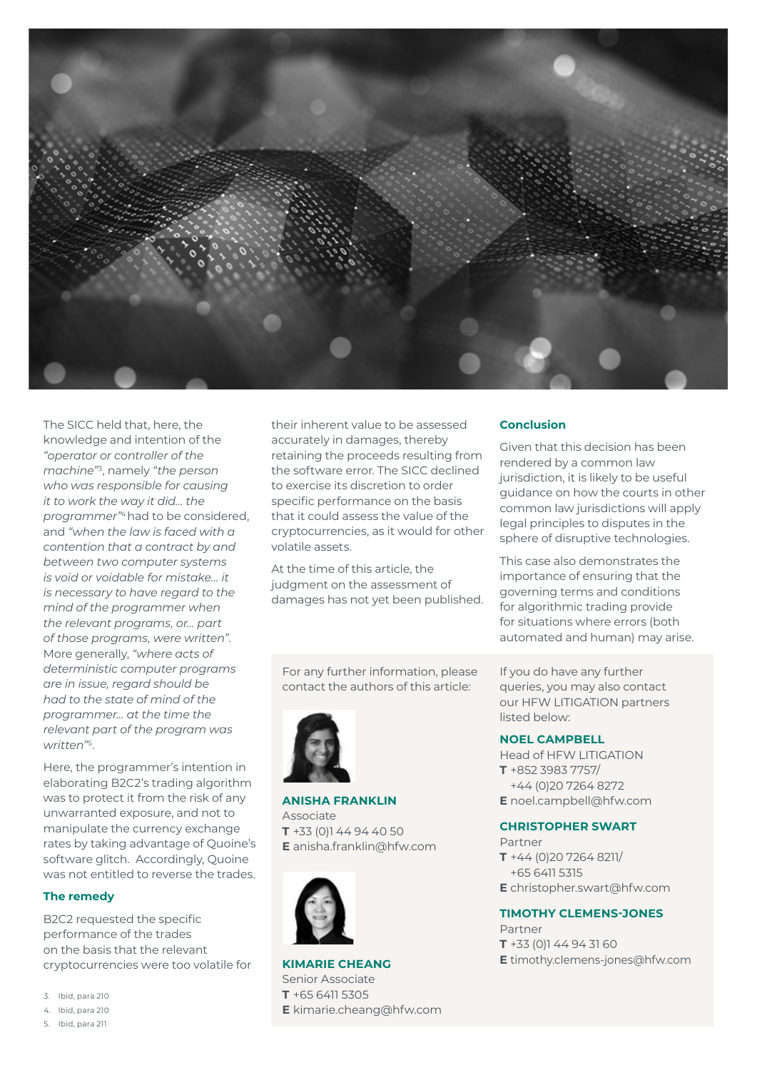The SICC held that, here, the knowledge and intention of the *"operator or controller of the machine"*[3], namely *"the person who was responsible for causing it to work the way it did… the programmer"*[4] had to be considered, and *"when the law is faced with a contention that a contract by and between two computer systems is void or voidable for mistake… it is necessary to have regard to the mind of the programmer when the relevant programs, or… part of those programs, were written"*. More generally, *"where acts of deterministic computer programs are in issue, regard should be had to the state of mind of the programmer… at the time the relevant part of the program was written"*[5].

Here, the programmer's intention in elaborating B2C2's trading algorithm was to protect it from the risk of any unwarranted exposure, and not to manipulate the currency exchange rates by taking advantage of Quoine's software glitch. Accordingly, Quoine was not entitled to reverse the trades.

### The remedy

B2C2 requested the specific performance of the trades on the basis that the relevant cryptocurrencies were too volatile for their inherent value to be assessed accurately in damages, thereby retaining the proceeds resulting from the software error. The SICC declined to exercise its discretion to order specific performance on the basis that it could assess the value of the cryptocurrencies, as it would for other volatile assets.

At the time of this article, the judgment on the assessment of damages has not yet been published.

### Conclusion

Given that this decision has been rendered by a common law jurisdiction, it is likely to be useful guidance on how the courts in other common law jurisdictions will apply legal principles to disputes in the sphere of disruptive technologies.

This case also demonstrates the importance of ensuring that the governing terms and conditions for algorithmic trading provide for situations where errors (both automated and human) may arise.

For any further information, please contact the authors of this article:

**ANISHA FRANKLIN**
Associate
**T** +33 (0)1 44 94 40 50
**E** anisha.franklin@hfw.com

**KIMARIE CHEANG**
Senior Associate
**T** +65 6411 5305
**E** kimarie.cheang@hfw.com

If you do have any further queries, you may also contact our HFW LITIGATION partners listed below:

**NOEL CAMPBELL**
Head of HFW LITIGATION
**T** +852 3983 7757/
+44 (0)20 7264 8272
**E** noel.campbell@hfw.com

**CHRISTOPHER SWART**
Partner
**T** +44 (0)20 7264 8211/
+65 6411 5315
**E** christopher.swart@hfw.com

**TIMOTHY CLEMENS-JONES**
Partner
**T** +33 (0)1 44 94 31 60
**E** timothy.clemens-jones@hfw.com

3. Ibid, para 210
4. Ibid, para 210
5. Ibid, para 211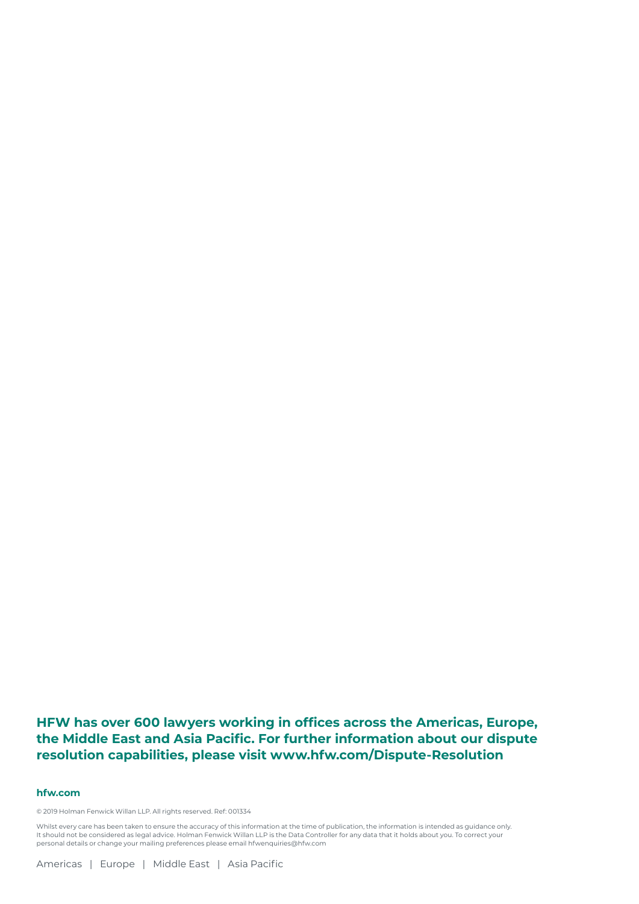**HFW has over 600 lawyers working in offices across the Americas, Europe, the Middle East and Asia Pacific. For further information about our dispute resolution capabilities, please visit www.hfw.com/Dispute-Resolution**

**hfw.com**

© 2019 Holman Fenwick Willan LLP. All rights reserved. Ref: 001334

Whilst every care has been taken to ensure the accuracy of this information at the time of publication, the information is intended as guidance only. It should not be considered as legal advice. Holman Fenwick Willan LLP is the Data Controller for any data that it holds about you. To correct your personal details or change your mailing preferences please email hfwenquiries@hfw.com

Americas | Europe | Middle East | Asia Pacific